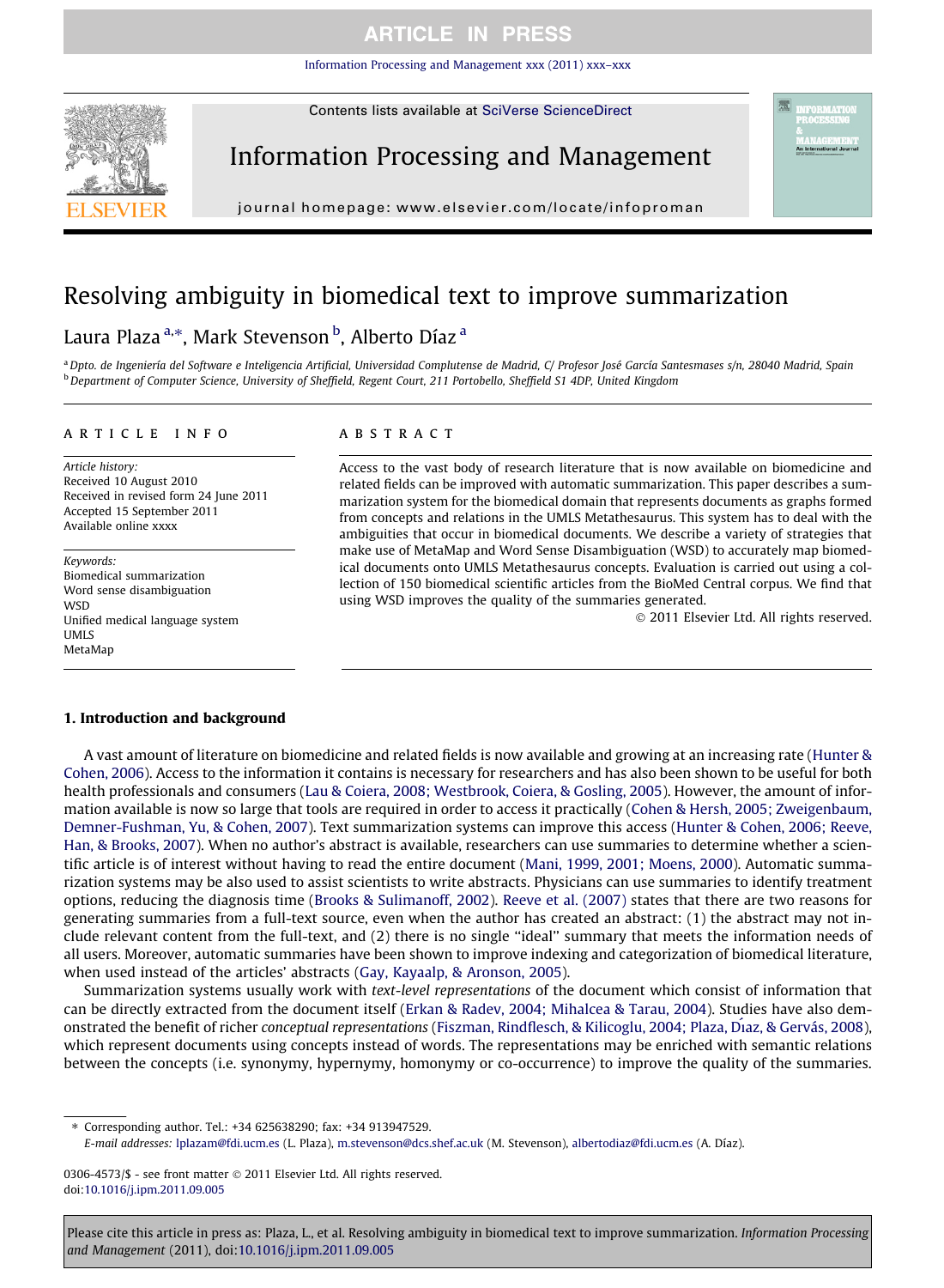# Resolving ambiguity in biomedical text to improve summarization

Laura Plaza [a,*], Mark Stevenson [b], Alberto Díaz [a]

[a] Dpto. de Ingeniería del Software e Inteligencia Artificial, Universidad Complutense de Madrid, C/ Profesor José García Santesmases s/n, 28040 Madrid, Spain
[b] Department of Computer Science, University of Sheffield, Regent Court, 211 Portobello, Sheffield S1 4DP, United Kingdom

## ARTICLE INFO

*Article history:*
Received 10 August 2010
Received in revised form 24 June 2011
Accepted 15 September 2011
Available online xxxx

*Keywords:*
Biomedical summarization
Word sense disambiguation
WSD
Unified medical language system
UMLS
MetaMap

## ABSTRACT

Access to the vast body of research literature that is now available on biomedicine and related fields can be improved with automatic summarization. This paper describes a summarization system for the biomedical domain that represents documents as graphs formed from concepts and relations in the UMLS Metathesaurus. This system has to deal with the ambiguities that occur in biomedical documents. We describe a variety of strategies that make use of MetaMap and Word Sense Disambiguation (WSD) to accurately map biomedical documents onto UMLS Metathesaurus concepts. Evaluation is carried out using a collection of 150 biomedical scientific articles from the BioMed Central corpus. We find that using WSD improves the quality of the summaries generated.

© 2011 Elsevier Ltd. All rights reserved.

## 1. Introduction and background

A vast amount of literature on biomedicine and related fields is now available and growing at an increasing rate (Hunter & Cohen, 2006). Access to the information it contains is necessary for researchers and has also been shown to be useful for both health professionals and consumers (Lau & Coiera, 2008; Westbrook, Coiera, & Gosling, 2005). However, the amount of information available is now so large that tools are required in order to access it practically (Cohen & Hersh, 2005; Zweigenbaum, Demner-Fushman, Yu, & Cohen, 2007). Text summarization systems can improve this access (Hunter & Cohen, 2006; Reeve, Han, & Brooks, 2007). When no author's abstract is available, researchers can use summaries to determine whether a scientific article is of interest without having to read the entire document (Mani, 1999, 2001; Moens, 2000). Automatic summarization systems may be also used to assist scientists to write abstracts. Physicians can use summaries to identify treatment options, reducing the diagnosis time (Brooks & Sulimanoff, 2002). Reeve et al. (2007) states that there are two reasons for generating summaries from a full-text source, even when the author has created an abstract: (1) the abstract may not include relevant content from the full-text, and (2) there is no single "ideal" summary that meets the information needs of all users. Moreover, automatic summaries have been shown to improve indexing and categorization of biomedical literature, when used instead of the articles' abstracts (Gay, Kayaalp, & Aronson, 2005).

Summarization systems usually work with *text-level representations* of the document which consist of information that can be directly extracted from the document itself (Erkan & Radev, 2004; Mihalcea & Tarau, 2004). Studies have also demonstrated the benefit of richer *conceptual representations* (Fiszman, Rindflesch, & Kilicoglu, 2004; Plaza, Díaz, & Gervás, 2008), which represent documents using concepts instead of words. The representations may be enriched with semantic relations between the concepts (i.e. synonymy, hypernymy, homonymy or co-occurrence) to improve the quality of the summaries.

* Corresponding author. Tel.: +34 625638290; fax: +34 913947529.
*E-mail addresses:* lplazam@fdi.ucm.es (L. Plaza), m.stevenson@dcs.shef.ac.uk (M. Stevenson), albertodiaz@fdi.ucm.es (A. Díaz).

0306-4573/$ - see front matter © 2011 Elsevier Ltd. All rights reserved.
doi:10.1016/j.ipm.2011.09.005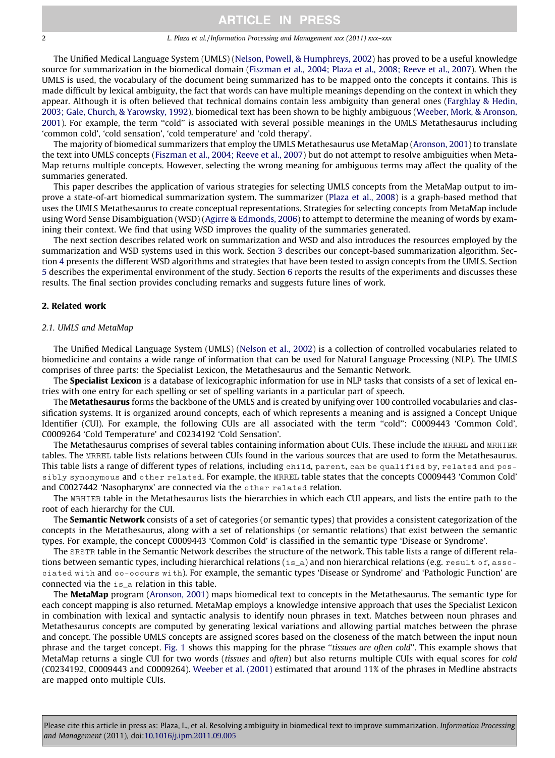The Unified Medical Language System (UMLS) (Nelson, Powell, & Humphreys, 2002) has proved to be a useful knowledge source for summarization in the biomedical domain (Fiszman et al., 2004; Plaza et al., 2008; Reeve et al., 2007). When the UMLS is used, the vocabulary of the document being summarized has to be mapped onto the concepts it contains. This is made difficult by lexical ambiguity, the fact that words can have multiple meanings depending on the context in which they appear. Although it is often believed that technical domains contain less ambiguity than general ones (Farghlay & Hedin, 2003; Gale, Church, & Yarowsky, 1992), biomedical text has been shown to be highly ambiguous (Weeber, Mork, & Aronson, 2001). For example, the term ''cold'' is associated with several possible meanings in the UMLS Metathesaurus including 'common cold', 'cold sensation', 'cold temperature' and 'cold therapy'.

The majority of biomedical summarizers that employ the UMLS Metathesaurus use MetaMap (Aronson, 2001) to translate the text into UMLS concepts (Fiszman et al., 2004; Reeve et al., 2007) but do not attempt to resolve ambiguities when MetaMap returns multiple concepts. However, selecting the wrong meaning for ambiguous terms may affect the quality of the summaries generated.

This paper describes the application of various strategies for selecting UMLS concepts from the MetaMap output to improve a state-of-art biomedical summarization system. The summarizer (Plaza et al., 2008) is a graph-based method that uses the UMLS Metathesaurus to create conceptual representations. Strategies for selecting concepts from MetaMap include using Word Sense Disambiguation (WSD) (Agirre & Edmonds, 2006) to attempt to determine the meaning of words by examining their context. We find that using WSD improves the quality of the summaries generated.

The next section describes related work on summarization and WSD and also introduces the resources employed by the summarization and WSD systems used in this work. Section 3 describes our concept-based summarization algorithm. Section 4 presents the different WSD algorithms and strategies that have been tested to assign concepts from the UMLS. Section 5 describes the experimental environment of the study. Section 6 reports the results of the experiments and discusses these results. The final section provides concluding remarks and suggests future lines of work.

## 2. Related work

### 2.1. UMLS and MetaMap

The Unified Medical Language System (UMLS) (Nelson et al., 2002) is a collection of controlled vocabularies related to biomedicine and contains a wide range of information that can be used for Natural Language Processing (NLP). The UMLS comprises of three parts: the Specialist Lexicon, the Metathesaurus and the Semantic Network.

The **Specialist Lexicon** is a database of lexicographic information for use in NLP tasks that consists of a set of lexical entries with one entry for each spelling or set of spelling variants in a particular part of speech.

The **Metathesaurus** forms the backbone of the UMLS and is created by unifying over 100 controlled vocabularies and classification systems. It is organized around concepts, each of which represents a meaning and is assigned a Concept Unique Identifier (CUI). For example, the following CUIs are all associated with the term ''cold'': C0009443 'Common Cold', C0009264 'Cold Temperature' and C0234192 'Cold Sensation'.

The Metathesaurus comprises of several tables containing information about CUIs. These include the MRREL and MRHIER tables. The MRREL table lists relations between CUIs found in the various sources that are used to form the Metathesaurus. This table lists a range of different types of relations, including child, parent, can be qualified by, related and possibly synonymous and other related. For example, the MRREL table states that the concepts C0009443 'Common Cold' and C0027442 'Nasopharynx' are connected via the other related relation.

The MRHIER table in the Metathesaurus lists the hierarchies in which each CUI appears, and lists the entire path to the root of each hierarchy for the CUI.

The **Semantic Network** consists of a set of categories (or semantic types) that provides a consistent categorization of the concepts in the Metathesaurus, along with a set of relationships (or semantic relations) that exist between the semantic types. For example, the concept C0009443 'Common Cold' is classified in the semantic type 'Disease or Syndrome'.

The SRSTR table in the Semantic Network describes the structure of the network. This table lists a range of different relations between semantic types, including hierarchical relations (is_a) and non hierarchical relations (e.g. result of, associated with and co-occurs with). For example, the semantic types 'Disease or Syndrome' and 'Pathologic Function' are connected via the is_a relation in this table.

The **MetaMap** program (Aronson, 2001) maps biomedical text to concepts in the Metathesaurus. The semantic type for each concept mapping is also returned. MetaMap employs a knowledge intensive approach that uses the Specialist Lexicon in combination with lexical and syntactic analysis to identify noun phrases in text. Matches between noun phrases and Metathesaurus concepts are computed by generating lexical variations and allowing partial matches between the phrase and concept. The possible UMLS concepts are assigned scores based on the closeness of the match between the input noun phrase and the target concept. Fig. 1 shows this mapping for the phrase ''*tissues are often cold*''. This example shows that MetaMap returns a single CUI for two words (*tissues* and *often*) but also returns multiple CUIs with equal scores for *cold* (C0234192, C0009443 and C0009264). Weeber et al. (2001) estimated that around 11% of the phrases in Medline abstracts are mapped onto multiple CUIs.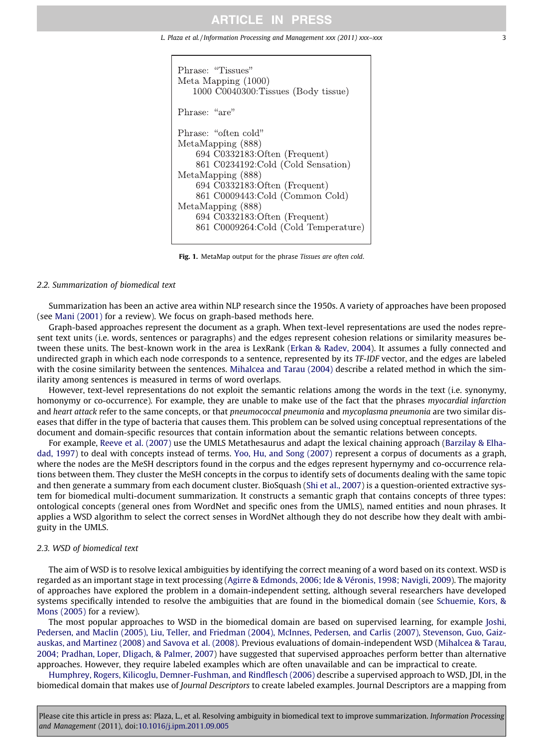```
Phrase: "Tissues"
Meta Mapping (1000)
    1000 C0040300:Tissues (Body tissue)

Phrase: "are"

Phrase: "often cold"
MetaMapping (888)
    694 C0332183:Often (Frequent)
    861 C0234192:Cold (Cold Sensation)
MetaMapping (888)
    694 C0332183:Often (Frequent)
    861 C0009443:Cold (Common Cold)
MetaMapping (888)
    694 C0332183:Often (Frequent)
    861 C0009264:Cold (Cold Temperature)
```

**Fig. 1.** MetaMap output for the phrase *Tissues are often cold*.

### 2.2. Summarization of biomedical text

Summarization has been an active area within NLP research since the 1950s. A variety of approaches have been proposed (see Mani (2001) for a review). We focus on graph-based methods here.

Graph-based approaches represent the document as a graph. When text-level representations are used the nodes represent text units (i.e. words, sentences or paragraphs) and the edges represent cohesion relations or similarity measures between these units. The best-known work in the area is LexRank (Erkan & Radev, 2004). It assumes a fully connected and undirected graph in which each node corresponds to a sentence, represented by its *TF-IDF* vector, and the edges are labeled with the cosine similarity between the sentences. Mihalcea and Tarau (2004) describe a related method in which the similarity among sentences is measured in terms of word overlaps.

However, text-level representations do not exploit the semantic relations among the words in the text (i.e. synonymy, homonymy or co-occurrence). For example, they are unable to make use of the fact that the phrases *myocardial infarction* and *heart attack* refer to the same concepts, or that *pneumococcal pneumonia* and *mycoplasma pneumonia* are two similar diseases that differ in the type of bacteria that causes them. This problem can be solved using conceptual representations of the document and domain-specific resources that contain information about the semantic relations between concepts.

For example, Reeve et al. (2007) use the UMLS Metathesaurus and adapt the lexical chaining approach (Barzilay & Elhadad, 1997) to deal with concepts instead of terms. Yoo, Hu, and Song (2007) represent a corpus of documents as a graph, where the nodes are the MeSH descriptors found in the corpus and the edges represent hypernymy and co-occurrence relations between them. They cluster the MeSH concepts in the corpus to identify sets of documents dealing with the same topic and then generate a summary from each document cluster. BioSquash (Shi et al., 2007) is a question-oriented extractive system for biomedical multi-document summarization. It constructs a semantic graph that contains concepts of three types: ontological concepts (general ones from WordNet and specific ones from the UMLS), named entities and noun phrases. It applies a WSD algorithm to select the correct senses in WordNet although they do not describe how they dealt with ambiguity in the UMLS.

### 2.3. WSD of biomedical text

The aim of WSD is to resolve lexical ambiguities by identifying the correct meaning of a word based on its context. WSD is regarded as an important stage in text processing (Agirre & Edmonds, 2006; Ide & Véronis, 1998; Navigli, 2009). The majority of approaches have explored the problem in a domain-independent setting, although several researchers have developed systems specifically intended to resolve the ambiguities that are found in the biomedical domain (see Schuemie, Kors, & Mons (2005) for a review).

The most popular approaches to WSD in the biomedical domain are based on supervised learning, for example Joshi, Pedersen, and Maclin (2005), Liu, Teller, and Friedman (2004), McInnes, Pedersen, and Carlis (2007), Stevenson, Guo, Gaizauskas, and Martinez (2008) and Savova et al. (2008). Previous evaluations of domain-independent WSD (Mihalcea & Tarau, 2004; Pradhan, Loper, Dligach, & Palmer, 2007) have suggested that supervised approaches perform better than alternative approaches. However, they require labeled examples which are often unavailable and can be impractical to create.

Humphrey, Rogers, Kilicoglu, Demner-Fushman, and Rindflesch (2006) describe a supervised approach to WSD, JDI, in the biomedical domain that makes use of *Journal Descriptors* to create labeled examples. Journal Descriptors are a mapping from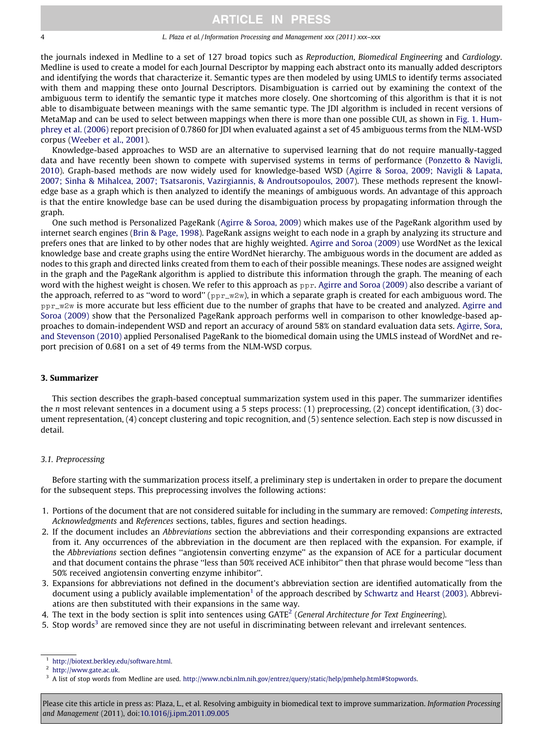the journals indexed in Medline to a set of 127 broad topics such as *Reproduction*, *Biomedical Engineering* and *Cardiology*. Medline is used to create a model for each Journal Descriptor by mapping each abstract onto its manually added descriptors and identifying the words that characterize it. Semantic types are then modeled by using UMLS to identify terms associated with them and mapping these onto Journal Descriptors. Disambiguation is carried out by examining the context of the ambiguous term to identify the semantic type it matches more closely. One shortcoming of this algorithm is that it is not able to disambiguate between meanings with the same semantic type. The JDI algorithm is included in recent versions of MetaMap and can be used to select between mappings when there is more than one possible CUI, as shown in Fig. 1. Humphrey et al. (2006) report precision of 0.7860 for JDI when evaluated against a set of 45 ambiguous terms from the NLM-WSD corpus (Weeber et al., 2001).

Knowledge-based approaches to WSD are an alternative to supervised learning that do not require manually-tagged data and have recently been shown to compete with supervised systems in terms of performance (Ponzetto & Navigli, 2010). Graph-based methods are now widely used for knowledge-based WSD (Agirre & Soroa, 2009; Navigli & Lapata, 2007; Sinha & Mihalcea, 2007; Tsatsaronis, Vazirgiannis, & Androutsopoulos, 2007). These methods represent the knowledge base as a graph which is then analyzed to identify the meanings of ambiguous words. An advantage of this approach is that the entire knowledge base can be used during the disambiguation process by propagating information through the graph.

One such method is Personalized PageRank (Agirre & Soroa, 2009) which makes use of the PageRank algorithm used by internet search engines (Brin & Page, 1998). PageRank assigns weight to each node in a graph by analyzing its structure and prefers ones that are linked to by other nodes that are highly weighted. Agirre and Soroa (2009) use WordNet as the lexical knowledge base and create graphs using the entire WordNet hierarchy. The ambiguous words in the document are added as nodes to this graph and directed links created from them to each of their possible meanings. These nodes are assigned weight in the graph and the PageRank algorithm is applied to distribute this information through the graph. The meaning of each word with the highest weight is chosen. We refer to this approach as `ppr`. Agirre and Soroa (2009) also describe a variant of the approach, referred to as ''word to word'' (`ppr_w2w`), in which a separate graph is created for each ambiguous word. The `ppr_w2w` is more accurate but less efficient due to the number of graphs that have to be created and analyzed. Agirre and Soroa (2009) show that the Personalized PageRank approach performs well in comparison to other knowledge-based approaches to domain-independent WSD and report an accuracy of around 58% on standard evaluation data sets. Agirre, Sora, and Stevenson (2010) applied Personalised PageRank to the biomedical domain using the UMLS instead of WordNet and report precision of 0.681 on a set of 49 terms from the NLM-WSD corpus.

## 3. Summarizer

This section describes the graph-based conceptual summarization system used in this paper. The summarizer identifies the *n* most relevant sentences in a document using a 5 steps process: (1) preprocessing, (2) concept identification, (3) document representation, (4) concept clustering and topic recognition, and (5) sentence selection. Each step is now discussed in detail.

### 3.1. Preprocessing

Before starting with the summarization process itself, a preliminary step is undertaken in order to prepare the document for the subsequent steps. This preprocessing involves the following actions:

1. Portions of the document that are not considered suitable for including in the summary are removed: *Competing interests*, *Acknowledgments* and *References* sections, tables, figures and section headings.
2. If the document includes an *Abbreviations* section the abbreviations and their corresponding expansions are extracted from it. Any occurrences of the abbreviation in the document are then replaced with the expansion. For example, if the *Abbreviations* section defines ''angiotensin converting enzyme'' as the expansion of ACE for a particular document and that document contains the phrase ''less than 50% received ACE inhibitor'' then that phrase would become ''less than 50% received angiotensin converting enzyme inhibitor''.
3. Expansions for abbreviations not defined in the document's abbreviation section are identified automatically from the document using a publicly available implementation[1] of the approach described by Schwartz and Hearst (2003). Abbreviations are then substituted with their expansions in the same way.
4. The text in the body section is split into sentences using GATE[2] (*General Architecture for Text Engineering*).
5. Stop words[3] are removed since they are not useful in discriminating between relevant and irrelevant sentences.

---

[1] http://biotext.berkley.edu/software.html.

[2] http://www.gate.ac.uk.

[3] A list of stop words from Medline are used. http://www.ncbi.nlm.nih.gov/entrez/query/static/help/pmhelp.html#Stopwords.

Please cite this article in press as: Plaza, L., et al. Resolving ambiguity in biomedical text to improve summarization. *Information Processing and Management* (2011), doi:10.1016/j.ipm.2011.09.005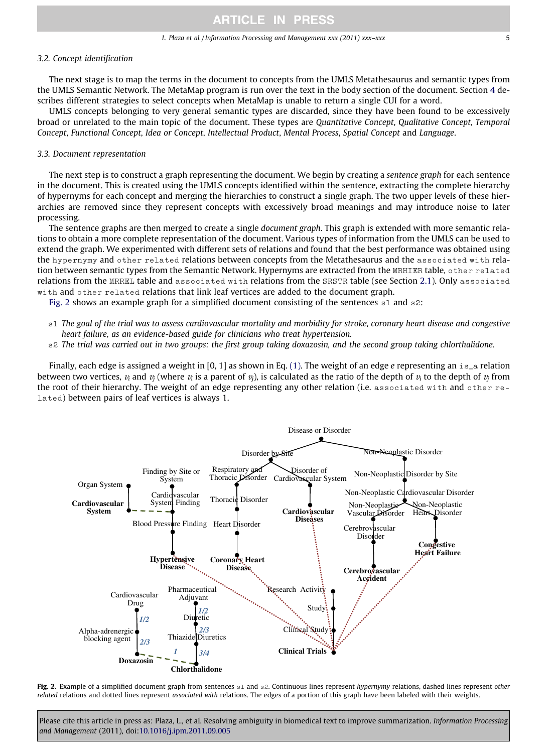### 3.2. Concept identification

The next stage is to map the terms in the document to concepts from the UMLS Metathesaurus and semantic types from the UMLS Semantic Network. The MetaMap program is run over the text in the body section of the document. Section 4 describes different strategies to select concepts when MetaMap is unable to return a single CUI for a word.

UMLS concepts belonging to very general semantic types are discarded, since they have been found to be excessively broad or unrelated to the main topic of the document. These types are *Quantitative Concept*, *Qualitative Concept*, *Temporal Concept*, *Functional Concept*, *Idea or Concept*, *Intellectual Product*, *Mental Process*, *Spatial Concept* and *Language*.

### 3.3. Document representation

The next step is to construct a graph representing the document. We begin by creating a *sentence graph* for each sentence in the document. This is created using the UMLS concepts identified within the sentence, extracting the complete hierarchy of hypernyms for each concept and merging the hierarchies to construct a single graph. The two upper levels of these hierarchies are removed since they represent concepts with excessively broad meanings and may introduce noise to later processing.

The sentence graphs are then merged to create a single *document graph*. This graph is extended with more semantic relations to obtain a more complete representation of the document. Various types of information from the UMLS can be used to extend the graph. We experimented with different sets of relations and found that the best performance was obtained using the `hypernymy` and `other related` relations between concepts from the Metathesaurus and the `associated with` relation between semantic types from the Semantic Network. Hypernyms are extracted from the `MRHIER` table, `other related` relations from the `MRREL` table and `associated with` relations from the `SRSTR` table (see Section 2.1). Only `associated with` and `other related` relations that link leaf vertices are added to the document graph.

Fig. 2 shows an example graph for a simplified document consisting of the sentences `s1` and `s2`:

- `s1` *The goal of the trial was to assess cardiovascular mortality and morbidity for stroke, coronary heart disease and congestive heart failure, as an evidence-based guide for clinicians who treat hypertension.*
- `s2` *The trial was carried out in two groups: the first group taking doxazosin, and the second group taking chlorthalidone.*

Finally, each edge is assigned a weight in [0, 1] as shown in Eq. (1). The weight of an edge $e$ representing an `is_a` relation between two vertices, $v_i$ and $v_j$ (where $v_i$ is a parent of $v_j$), is calculated as the ratio of the depth of $v_i$ to the depth of $v_j$ from the root of their hierarchy. The weight of an edge representing any other relation (i.e. `associated with` and `other related`) between pairs of leaf vertices is always 1.

**Fig. 2.** Example of a simplified document graph from sentences `s1` and `s2`. Continuous lines represent *hypernymy* relations, dashed lines represent *other related* relations and dotted lines represent *associated with* relations. The edges of a portion of this graph have been labeled with their weights.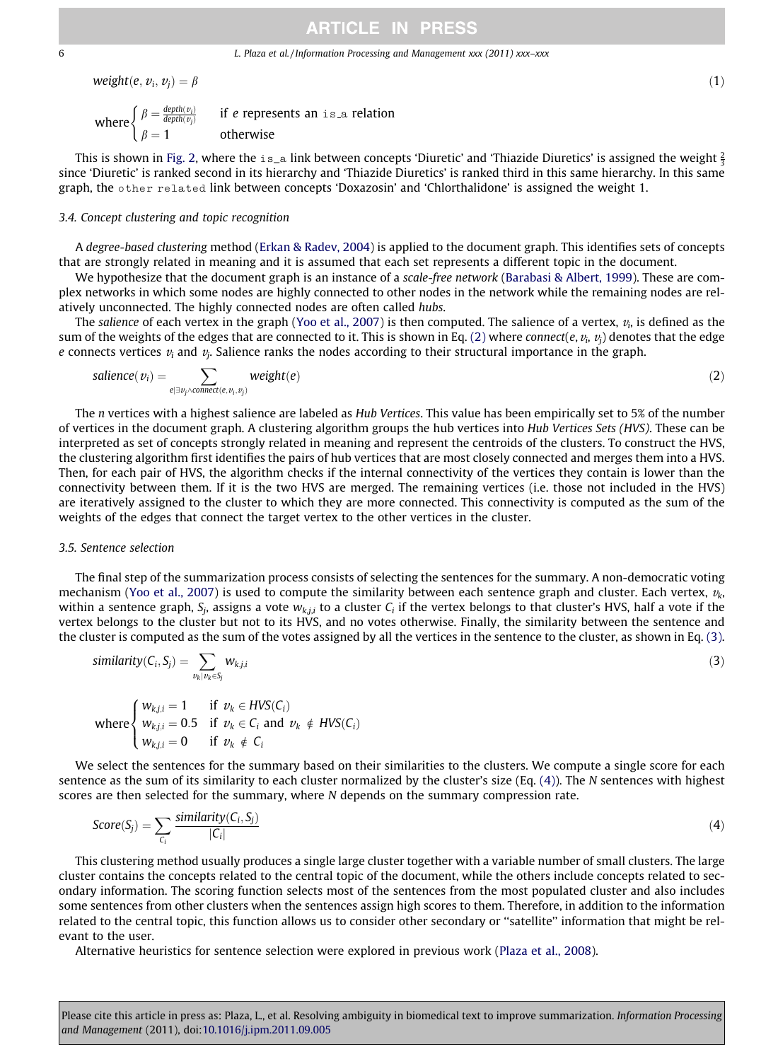$$weight(e, v_i, v_j) = \beta \tag{1}$$

$$\text{where} \begin{cases} \beta = \frac{depth(v_i)}{depth(v_j)} & \text{if } e \text{ represents an } \texttt{is\_a} \text{ relation} \\ \beta = 1 & \text{otherwise} \end{cases}$$

This is shown in Fig. 2, where the `is_a` link between concepts 'Diuretic' and 'Thiazide Diuretics' is assigned the weight $\frac{2}{3}$ since 'Diuretic' is ranked second in its hierarchy and 'Thiazide Diuretics' is ranked third in this same hierarchy. In this same graph, the `other related` link between concepts 'Doxazosin' and 'Chlorthalidone' is assigned the weight 1.

### 3.4. Concept clustering and topic recognition

A *degree-based clustering* method (Erkan & Radev, 2004) is applied to the document graph. This identifies sets of concepts that are strongly related in meaning and it is assumed that each set represents a different topic in the document.

We hypothesize that the document graph is an instance of a *scale-free network* (Barabasi & Albert, 1999). These are complex networks in which some nodes are highly connected to other nodes in the network while the remaining nodes are relatively unconnected. The highly connected nodes are often called *hubs*.

The *salience* of each vertex in the graph (Yoo et al., 2007) is then computed. The salience of a vertex, $v_i$, is defined as the sum of the weights of the edges that are connected to it. This is shown in Eq. (2) where $connect(e, v_i, v_j)$ denotes that the edge $e$ connects vertices $v_i$ and $v_j$. Salience ranks the nodes according to their structural importance in the graph.

$$salience(v_i) = \sum_{e \mid \exists v_j \wedge connect(e, v_i, v_j)} weight(e) \tag{2}$$

The $n$ vertices with a highest salience are labeled as *Hub Vertices*. This value has been empirically set to 5% of the number of vertices in the document graph. A clustering algorithm groups the hub vertices into *Hub Vertices Sets (HVS)*. These can be interpreted as set of concepts strongly related in meaning and represent the centroids of the clusters. To construct the HVS, the clustering algorithm first identifies the pairs of hub vertices that are most closely connected and merges them into a HVS. Then, for each pair of HVS, the algorithm checks if the internal connectivity of the vertices they contain is lower than the connectivity between them. If it is the two HVS are merged. The remaining vertices (i.e. those not included in the HVS) are iteratively assigned to the cluster to which they are more connected. This connectivity is computed as the sum of the weights of the edges that connect the target vertex to the other vertices in the cluster.

### 3.5. Sentence selection

The final step of the summarization process consists of selecting the sentences for the summary. A non-democratic voting mechanism (Yoo et al., 2007) is used to compute the similarity between each sentence graph and cluster. Each vertex, $v_k$, within a sentence graph, $S_j$, assigns a vote $w_{k,j,i}$ to a cluster $C_i$ if the vertex belongs to that cluster's HVS, half a vote if the vertex belongs to the cluster but not to its HVS, and no votes otherwise. Finally, the similarity between the sentence and the cluster is computed as the sum of the votes assigned by all the vertices in the sentence to the cluster, as shown in Eq. (3).

$$similarity(C_i, S_j) = \sum_{v_k \mid v_k \in S_j} w_{k,j,i} \tag{3}$$

$$\text{where} \begin{cases} w_{k,j,i} = 1 & \text{if } v_k \in HVS(C_i) \\ w_{k,j,i} = 0.5 & \text{if } v_k \in C_i \text{ and } v_k \notin HVS(C_i) \\ w_{k,j,i} = 0 & \text{if } v_k \notin C_i \end{cases}$$

We select the sentences for the summary based on their similarities to the clusters. We compute a single score for each sentence as the sum of its similarity to each cluster normalized by the cluster's size (Eq. (4)). The $N$ sentences with highest scores are then selected for the summary, where $N$ depends on the summary compression rate.

$$Score(S_j) = \sum_{C_i} \frac{similarity(C_i, S_j)}{|C_i|} \tag{4}$$

This clustering method usually produces a single large cluster together with a variable number of small clusters. The large cluster contains the concepts related to the central topic of the document, while the others include concepts related to secondary information. The scoring function selects most of the sentences from the most populated cluster and also includes some sentences from other clusters when the sentences assign high scores to them. Therefore, in addition to the information related to the central topic, this function allows us to consider other secondary or "satellite" information that might be relevant to the user.

Alternative heuristics for sentence selection were explored in previous work (Plaza et al., 2008).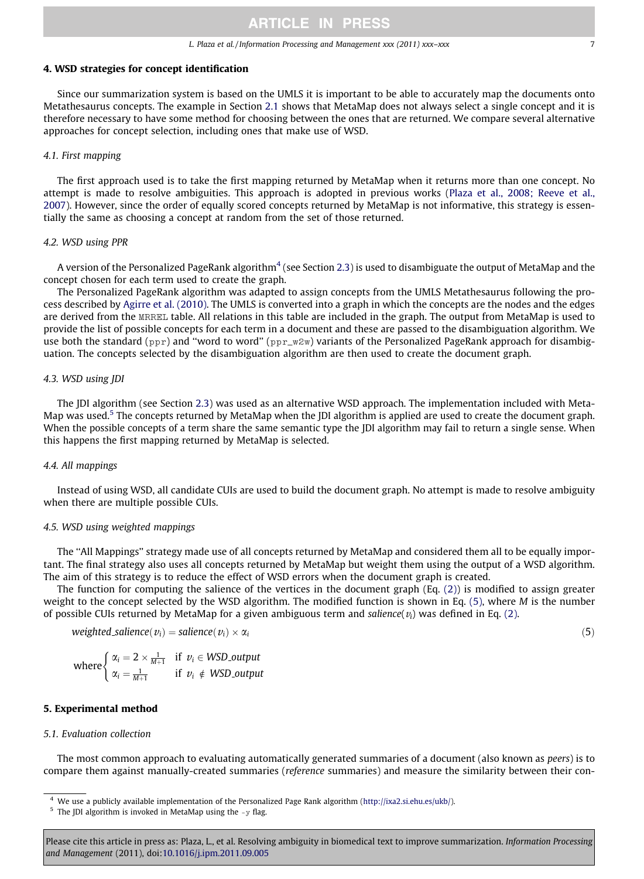## 4. WSD strategies for concept identification

Since our summarization system is based on the UMLS it is important to be able to accurately map the documents onto Metathesaurus concepts. The example in Section 2.1 shows that MetaMap does not always select a single concept and it is therefore necessary to have some method for choosing between the ones that are returned. We compare several alternative approaches for concept selection, including ones that make use of WSD.

### 4.1. First mapping

The first approach used is to take the first mapping returned by MetaMap when it returns more than one concept. No attempt is made to resolve ambiguities. This approach is adopted in previous works (Plaza et al., 2008; Reeve et al., 2007). However, since the order of equally scored concepts returned by MetaMap is not informative, this strategy is essentially the same as choosing a concept at random from the set of those returned.

### 4.2. WSD using PPR

A version of the Personalized PageRank algorithm[4] (see Section 2.3) is used to disambiguate the output of MetaMap and the concept chosen for each term used to create the graph.

The Personalized PageRank algorithm was adapted to assign concepts from the UMLS Metathesaurus following the process described by Agirre et al. (2010). The UMLS is converted into a graph in which the concepts are the nodes and the edges are derived from the `MRREL` table. All relations in this table are included in the graph. The output from MetaMap is used to provide the list of possible concepts for each term in a document and these are passed to the disambiguation algorithm. We use both the standard (`ppr`) and "word to word" (`ppr_w2w`) variants of the Personalized PageRank approach for disambiguation. The concepts selected by the disambiguation algorithm are then used to create the document graph.

### 4.3. WSD using JDI

The JDI algorithm (see Section 2.3) was used as an alternative WSD approach. The implementation included with MetaMap was used.[5] The concepts returned by MetaMap when the JDI algorithm is applied are used to create the document graph. When the possible concepts of a term share the same semantic type the JDI algorithm may fail to return a single sense. When this happens the first mapping returned by MetaMap is selected.

### 4.4. All mappings

Instead of using WSD, all candidate CUIs are used to build the document graph. No attempt is made to resolve ambiguity when there are multiple possible CUIs.

### 4.5. WSD using weighted mappings

The "All Mappings" strategy made use of all concepts returned by MetaMap and considered them all to be equally important. The final strategy also uses all concepts returned by MetaMap but weight them using the output of a WSD algorithm. The aim of this strategy is to reduce the effect of WSD errors when the document graph is created.

The function for computing the salience of the vertices in the document graph (Eq. (2)) is modified to assign greater weight to the concept selected by the WSD algorithm. The modified function is shown in Eq. (5), where $M$ is the number of possible CUIs returned by MetaMap for a given ambiguous term and $salience(v_i)$ was defined in Eq. (2).

$$weighted\_salience(v_i) = salience(v_i) \times \alpha_i \tag{5}$$

$$\text{where} \begin{cases} \alpha_i = 2 \times \frac{1}{M+1} & \text{if } v_i \in WSD\_output \\ \alpha_i = \frac{1}{M+1} & \text{if } v_i \notin WSD\_output \end{cases}$$

## 5. Experimental method

### 5.1. Evaluation collection

The most common approach to evaluating automatically generated summaries of a document (also known as *peers*) is to compare them against manually-created summaries (*reference* summaries) and measure the similarity between their con-

---

[4] We use a publicly available implementation of the Personalized Page Rank algorithm (http://ixa2.si.ehu.es/ukb/).

[5] The JDI algorithm is invoked in MetaMap using the `-y` flag.

Please cite this article in press as: Plaza, L., et al. Resolving ambiguity in biomedical text to improve summarization. *Information Processing and Management* (2011), doi:10.1016/j.ipm.2011.09.005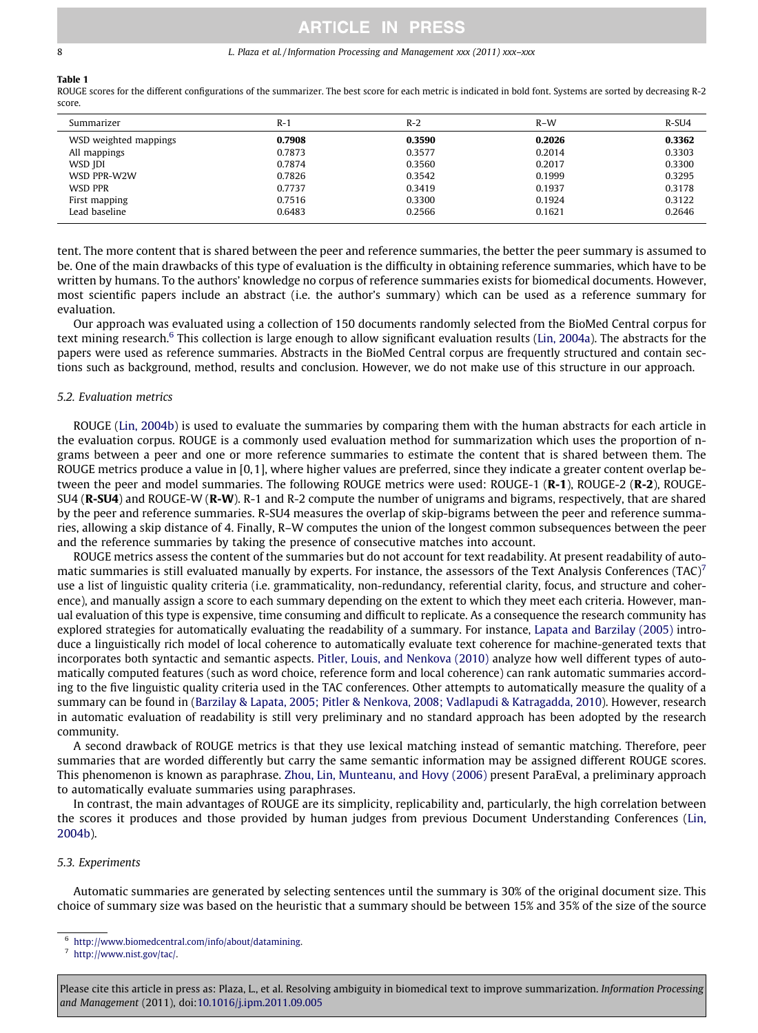**Table 1**
ROUGE scores for the different configurations of the summarizer. The best score for each metric is indicated in bold font. Systems are sorted by decreasing R-2 score.

| Summarizer | R-1 | R-2 | R–W | R-SU4 |
|---|---|---|---|---|
| WSD weighted mappings | **0.7908** | **0.3590** | **0.2026** | **0.3362** |
| All mappings | 0.7873 | 0.3577 | 0.2014 | 0.3303 |
| WSD JDI | 0.7874 | 0.3560 | 0.2017 | 0.3300 |
| WSD PPR-W2W | 0.7826 | 0.3542 | 0.1999 | 0.3295 |
| WSD PPR | 0.7737 | 0.3419 | 0.1937 | 0.3178 |
| First mapping | 0.7516 | 0.3300 | 0.1924 | 0.3122 |
| Lead baseline | 0.6483 | 0.2566 | 0.1621 | 0.2646 |

tent. The more content that is shared between the peer and reference summaries, the better the peer summary is assumed to be. One of the main drawbacks of this type of evaluation is the difficulty in obtaining reference summaries, which have to be written by humans. To the authors' knowledge no corpus of reference summaries exists for biomedical documents. However, most scientific papers include an abstract (i.e. the author's summary) which can be used as a reference summary for evaluation.

Our approach was evaluated using a collection of 150 documents randomly selected from the BioMed Central corpus for text mining research.[6] This collection is large enough to allow significant evaluation results (Lin, 2004a). The abstracts for the papers were used as reference summaries. Abstracts in the BioMed Central corpus are frequently structured and contain sections such as background, method, results and conclusion. However, we do not make use of this structure in our approach.

### 5.2. Evaluation metrics

ROUGE (Lin, 2004b) is used to evaluate the summaries by comparing them with the human abstracts for each article in the evaluation corpus. ROUGE is a commonly used evaluation method for summarization which uses the proportion of n-grams between a peer and one or more reference summaries to estimate the content that is shared between them. The ROUGE metrics produce a value in [0,1], where higher values are preferred, since they indicate a greater content overlap between the peer and model summaries. The following ROUGE metrics were used: ROUGE-1 (**R-1**), ROUGE-2 (**R-2**), ROUGE-SU4 (**R-SU4**) and ROUGE-W (**R-W**). R-1 and R-2 compute the number of unigrams and bigrams, respectively, that are shared by the peer and reference summaries. R-SU4 measures the overlap of skip-bigrams between the peer and reference summaries, allowing a skip distance of 4. Finally, R–W computes the union of the longest common subsequences between the peer and the reference summaries by taking the presence of consecutive matches into account.

ROUGE metrics assess the content of the summaries but do not account for text readability. At present readability of automatic summaries is still evaluated manually by experts. For instance, the assessors of the Text Analysis Conferences (TAC)[7] use a list of linguistic quality criteria (i.e. grammaticality, non-redundancy, referential clarity, focus, and structure and coherence), and manually assign a score to each summary depending on the extent to which they meet each criteria. However, manual evaluation of this type is expensive, time consuming and difficult to replicate. As a consequence the research community has explored strategies for automatically evaluating the readability of a summary. For instance, Lapata and Barzilay (2005) introduce a linguistically rich model of local coherence to automatically evaluate text coherence for machine-generated texts that incorporates both syntactic and semantic aspects. Pitler, Louis, and Nenkova (2010) analyze how well different types of automatically computed features (such as word choice, reference form and local coherence) can rank automatic summaries according to the five linguistic quality criteria used in the TAC conferences. Other attempts to automatically measure the quality of a summary can be found in (Barzilay & Lapata, 2005; Pitler & Nenkova, 2008; Vadlapudi & Katragadda, 2010). However, research in automatic evaluation of readability is still very preliminary and no standard approach has been adopted by the research community.

A second drawback of ROUGE metrics is that they use lexical matching instead of semantic matching. Therefore, peer summaries that are worded differently but carry the same semantic information may be assigned different ROUGE scores. This phenomenon is known as paraphrase. Zhou, Lin, Munteanu, and Hovy (2006) present ParaEval, a preliminary approach to automatically evaluate summaries using paraphrases.

In contrast, the main advantages of ROUGE are its simplicity, replicability and, particularly, the high correlation between the scores it produces and those provided by human judges from previous Document Understanding Conferences (Lin, 2004b).

### 5.3. Experiments

Automatic summaries are generated by selecting sentences until the summary is 30% of the original document size. This choice of summary size was based on the heuristic that a summary should be between 15% and 35% of the size of the source

[6] http://www.biomedcentral.com/info/about/datamining.

[7] http://www.nist.gov/tac/.

Please cite this article in press as: Plaza, L., et al. Resolving ambiguity in biomedical text to improve summarization. *Information Processing and Management* (2011), doi:10.1016/j.ipm.2011.09.005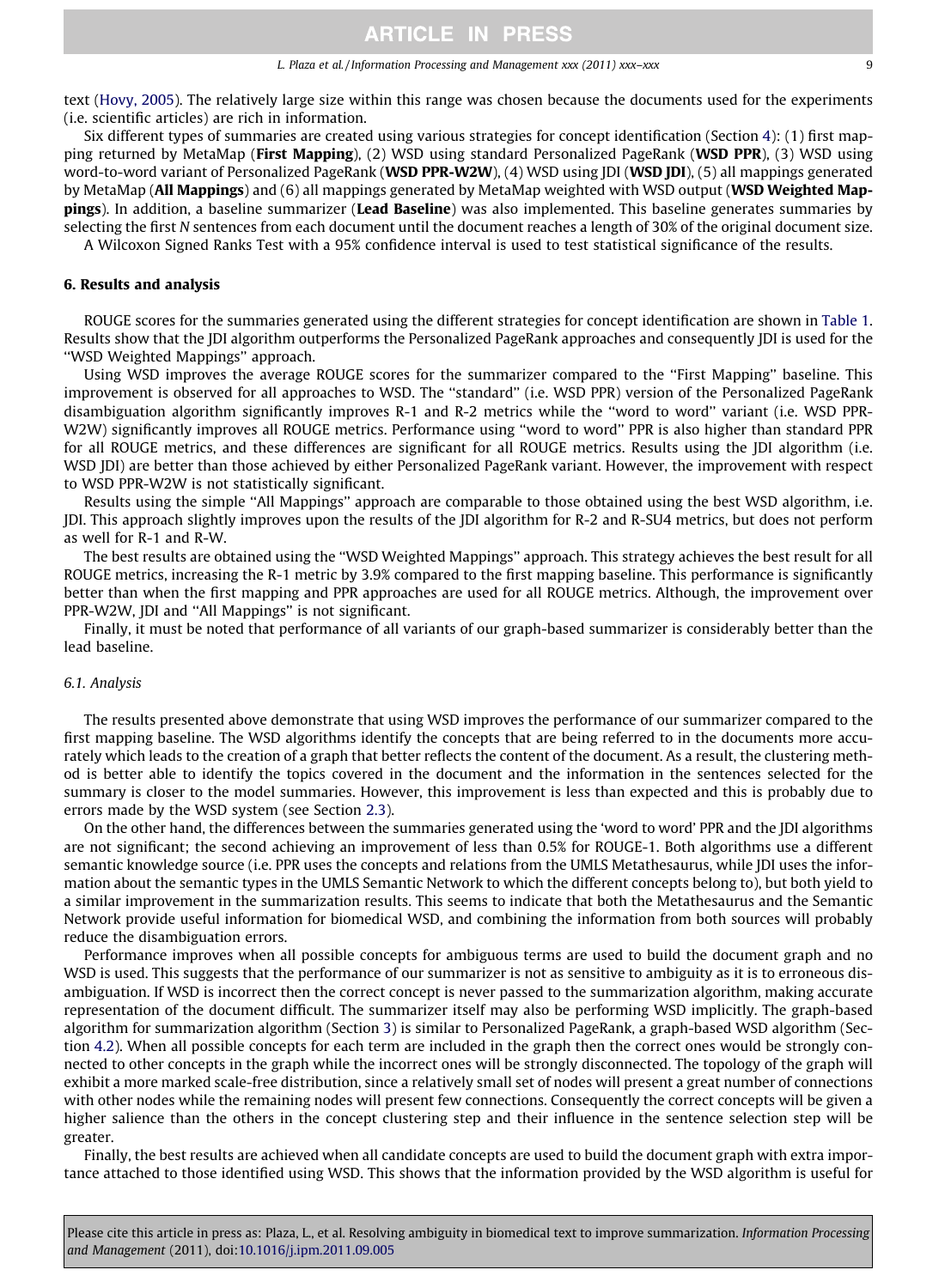text (Hovy, 2005). The relatively large size within this range was chosen because the documents used for the experiments (i.e. scientific articles) are rich in information.

Six different types of summaries are created using various strategies for concept identification (Section 4): (1) first mapping returned by MetaMap (**First Mapping**), (2) WSD using standard Personalized PageRank (**WSD PPR**), (3) WSD using word-to-word variant of Personalized PageRank (**WSD PPR-W2W**), (4) WSD using JDI (**WSD JDI**), (5) all mappings generated by MetaMap (**All Mappings**) and (6) all mappings generated by MetaMap weighted with WSD output (**WSD Weighted Mappings**). In addition, a baseline summarizer (**Lead Baseline**) was also implemented. This baseline generates summaries by selecting the first *N* sentences from each document until the document reaches a length of 30% of the original document size.

A Wilcoxon Signed Ranks Test with a 95% confidence interval is used to test statistical significance of the results.

## 6. Results and analysis

ROUGE scores for the summaries generated using the different strategies for concept identification are shown in Table 1. Results show that the JDI algorithm outperforms the Personalized PageRank approaches and consequently JDI is used for the ''WSD Weighted Mappings'' approach.

Using WSD improves the average ROUGE scores for the summarizer compared to the ''First Mapping'' baseline. This improvement is observed for all approaches to WSD. The ''standard'' (i.e. WSD PPR) version of the Personalized PageRank disambiguation algorithm significantly improves R-1 and R-2 metrics while the ''word to word'' variant (i.e. WSD PPR-W2W) significantly improves all ROUGE metrics. Performance using ''word to word'' PPR is also higher than standard PPR for all ROUGE metrics, and these differences are significant for all ROUGE metrics. Results using the JDI algorithm (i.e. WSD JDI) are better than those achieved by either Personalized PageRank variant. However, the improvement with respect to WSD PPR-W2W is not statistically significant.

Results using the simple ''All Mappings'' approach are comparable to those obtained using the best WSD algorithm, i.e. JDI. This approach slightly improves upon the results of the JDI algorithm for R-2 and R-SU4 metrics, but does not perform as well for R-1 and R-W.

The best results are obtained using the ''WSD Weighted Mappings'' approach. This strategy achieves the best result for all ROUGE metrics, increasing the R-1 metric by 3.9% compared to the first mapping baseline. This performance is significantly better than when the first mapping and PPR approaches are used for all ROUGE metrics. Although, the improvement over PPR-W2W, JDI and ''All Mappings'' is not significant.

Finally, it must be noted that performance of all variants of our graph-based summarizer is considerably better than the lead baseline.

### *6.1. Analysis*

The results presented above demonstrate that using WSD improves the performance of our summarizer compared to the first mapping baseline. The WSD algorithms identify the concepts that are being referred to in the documents more accurately which leads to the creation of a graph that better reflects the content of the document. As a result, the clustering method is better able to identify the topics covered in the document and the information in the sentences selected for the summary is closer to the model summaries. However, this improvement is less than expected and this is probably due to errors made by the WSD system (see Section 2.3).

On the other hand, the differences between the summaries generated using the 'word to word' PPR and the JDI algorithms are not significant; the second achieving an improvement of less than 0.5% for ROUGE-1. Both algorithms use a different semantic knowledge source (i.e. PPR uses the concepts and relations from the UMLS Metathesaurus, while JDI uses the information about the semantic types in the UMLS Semantic Network to which the different concepts belong to), but both yield to a similar improvement in the summarization results. This seems to indicate that both the Metathesaurus and the Semantic Network provide useful information for biomedical WSD, and combining the information from both sources will probably reduce the disambiguation errors.

Performance improves when all possible concepts for ambiguous terms are used to build the document graph and no WSD is used. This suggests that the performance of our summarizer is not as sensitive to ambiguity as it is to erroneous disambiguation. If WSD is incorrect then the correct concept is never passed to the summarization algorithm, making accurate representation of the document difficult. The summarizer itself may also be performing WSD implicitly. The graph-based algorithm for summarization algorithm (Section 3) is similar to Personalized PageRank, a graph-based WSD algorithm (Section 4.2). When all possible concepts for each term are included in the graph then the correct ones would be strongly connected to other concepts in the graph while the incorrect ones will be strongly disconnected. The topology of the graph will exhibit a more marked scale-free distribution, since a relatively small set of nodes will present a great number of connections with other nodes while the remaining nodes will present few connections. Consequently the correct concepts will be given a higher salience than the others in the concept clustering step and their influence in the sentence selection step will be greater.

Finally, the best results are achieved when all candidate concepts are used to build the document graph with extra importance attached to those identified using WSD. This shows that the information provided by the WSD algorithm is useful for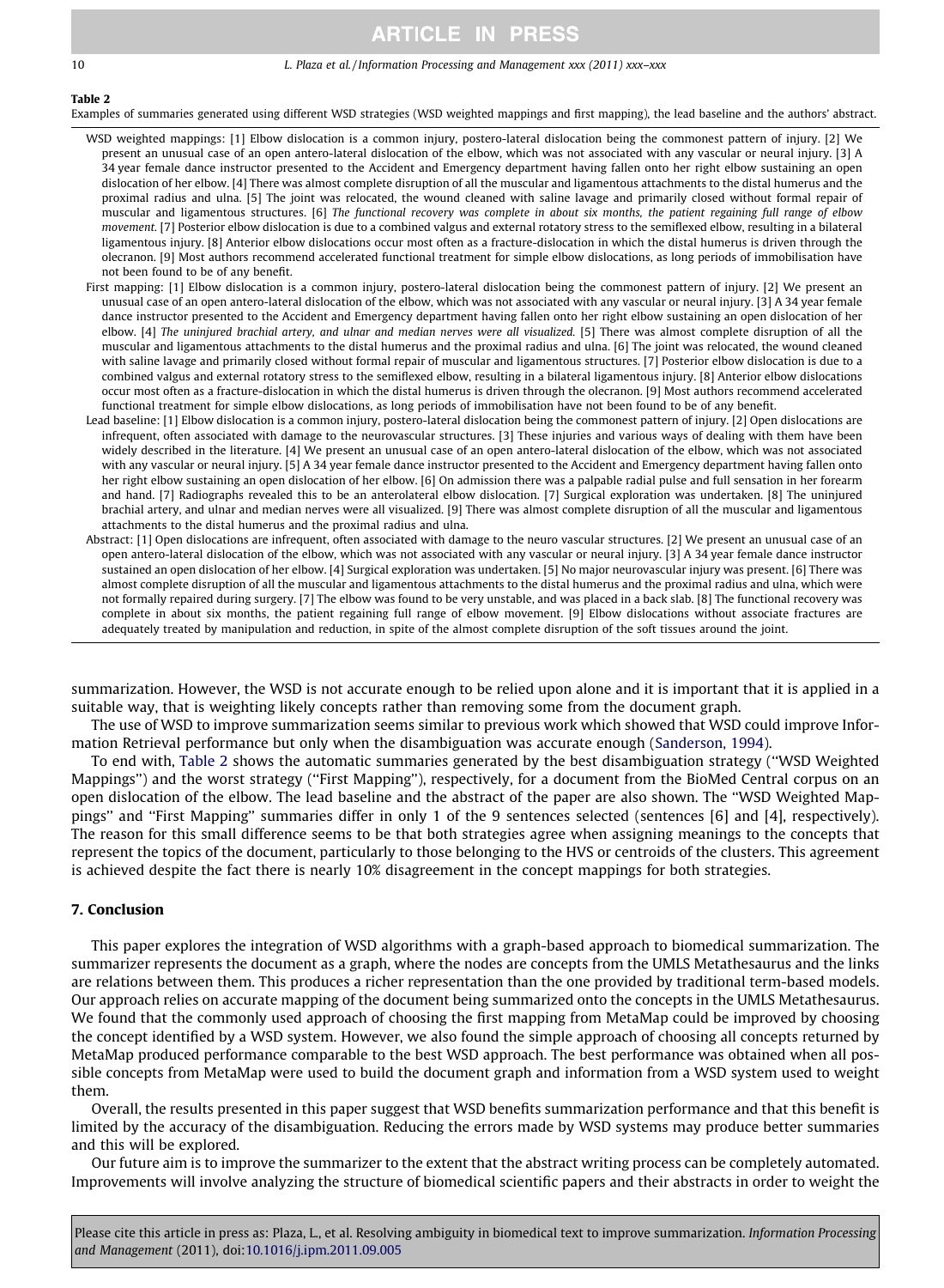**Table 2**
Examples of summaries generated using different WSD strategies (WSD weighted mappings and first mapping), the lead baseline and the authors' abstract.

WSD weighted mappings: [1] Elbow dislocation is a common injury, postero-lateral dislocation being the commonest pattern of injury. [2] We present an unusual case of an open antero-lateral dislocation of the elbow, which was not associated with any vascular or neural injury. [3] A 34 year female dance instructor presented to the Accident and Emergency department having fallen onto her right elbow sustaining an open dislocation of her elbow. [4] There was almost complete disruption of all the muscular and ligamentous attachments to the distal humerus and the proximal radius and ulna. [5] The joint was relocated, the wound cleaned with saline lavage and primarily closed without formal repair of muscular and ligamentous structures. [6] *The functional recovery was complete in about six months, the patient regaining full range of elbow movement.* [7] Posterior elbow dislocation is due to a combined valgus and external rotatory stress to the semiflexed elbow, resulting in a bilateral ligamentous injury. [8] Anterior elbow dislocations occur most often as a fracture-dislocation in which the distal humerus is driven through the olecranon. [9] Most authors recommend accelerated functional treatment for simple elbow dislocations, as long periods of immobilisation have not been found to be of any benefit.

First mapping: [1] Elbow dislocation is a common injury, postero-lateral dislocation being the commonest pattern of injury. [2] We present an unusual case of an open antero-lateral dislocation of the elbow, which was not associated with any vascular or neural injury. [3] A 34 year female dance instructor presented to the Accident and Emergency department having fallen onto her right elbow sustaining an open dislocation of her elbow. [4] *The uninjured brachial artery, and ulnar and median nerves were all visualized.* [5] There was almost complete disruption of all the muscular and ligamentous attachments to the distal humerus and the proximal radius and ulna. [6] The joint was relocated, the wound cleaned with saline lavage and primarily closed without formal repair of muscular and ligamentous structures. [7] Posterior elbow dislocation is due to a combined valgus and external rotatory stress to the semiflexed elbow, resulting in a bilateral ligamentous injury. [8] Anterior elbow dislocations occur most often as a fracture-dislocation in which the distal humerus is driven through the olecranon. [9] Most authors recommend accelerated functional treatment for simple elbow dislocations, as long periods of immobilisation have not been found to be of any benefit.

Lead baseline: [1] Elbow dislocation is a common injury, postero-lateral dislocation being the commonest pattern of injury. [2] Open dislocations are infrequent, often associated with damage to the neurovascular structures. [3] These injuries and various ways of dealing with them have been widely described in the literature. [4] We present an unusual case of an open antero-lateral dislocation of the elbow, which was not associated with any vascular or neural injury. [5] A 34 year female dance instructor presented to the Accident and Emergency department having fallen onto her right elbow sustaining an open dislocation of her elbow. [6] On admission there was a palpable radial pulse and full sensation in her forearm and hand. [7] Radiographs revealed this to be an anterolateral elbow dislocation. [7] Surgical exploration was undertaken. [8] The uninjured brachial artery, and ulnar and median nerves were all visualized. [9] There was almost complete disruption of all the muscular and ligamentous attachments to the distal humerus and the proximal radius and ulna.

Abstract: [1] Open dislocations are infrequent, often associated with damage to the neuro vascular structures. [2] We present an unusual case of an open antero-lateral dislocation of the elbow, which was not associated with any vascular or neural injury. [3] A 34 year female dance instructor sustained an open dislocation of her elbow. [4] Surgical exploration was undertaken. [5] No major neurovascular injury was present. [6] There was almost complete disruption of all the muscular and ligamentous attachments to the distal humerus and the proximal radius and ulna, which were not formally repaired during surgery. [7] The elbow was found to be very unstable, and was placed in a back slab. [8] The functional recovery was complete in about six months, the patient regaining full range of elbow movement. [9] Elbow dislocations without associate fractures are adequately treated by manipulation and reduction, in spite of the almost complete disruption of the soft tissues around the joint.

summarization. However, the WSD is not accurate enough to be relied upon alone and it is important that it is applied in a suitable way, that is weighting likely concepts rather than removing some from the document graph.

The use of WSD to improve summarization seems similar to previous work which showed that WSD could improve Information Retrieval performance but only when the disambiguation was accurate enough (Sanderson, 1994).

To end with, Table 2 shows the automatic summaries generated by the best disambiguation strategy ("WSD Weighted Mappings") and the worst strategy ("First Mapping"), respectively, for a document from the BioMed Central corpus on an open dislocation of the elbow. The lead baseline and the abstract of the paper are also shown. The "WSD Weighted Mappings" and "First Mapping" summaries differ in only 1 of the 9 sentences selected (sentences [6] and [4], respectively). The reason for this small difference seems to be that both strategies agree when assigning meanings to the concepts that represent the topics of the document, particularly to those belonging to the HVS or centroids of the clusters. This agreement is achieved despite the fact there is nearly 10% disagreement in the concept mappings for both strategies.

## 7. Conclusion

This paper explores the integration of WSD algorithms with a graph-based approach to biomedical summarization. The summarizer represents the document as a graph, where the nodes are concepts from the UMLS Metathesaurus and the links are relations between them. This produces a richer representation than the one provided by traditional term-based models. Our approach relies on accurate mapping of the document being summarized onto the concepts in the UMLS Metathesaurus. We found that the commonly used approach of choosing the first mapping from MetaMap could be improved by choosing the concept identified by a WSD system. However, we also found the simple approach of choosing all concepts returned by MetaMap produced performance comparable to the best WSD approach. The best performance was obtained when all possible concepts from MetaMap were used to build the document graph and information from a WSD system used to weight them.

Overall, the results presented in this paper suggest that WSD benefits summarization performance and that this benefit is limited by the accuracy of the disambiguation. Reducing the errors made by WSD systems may produce better summaries and this will be explored.

Our future aim is to improve the summarizer to the extent that the abstract writing process can be completely automated. Improvements will involve analyzing the structure of biomedical scientific papers and their abstracts in order to weight the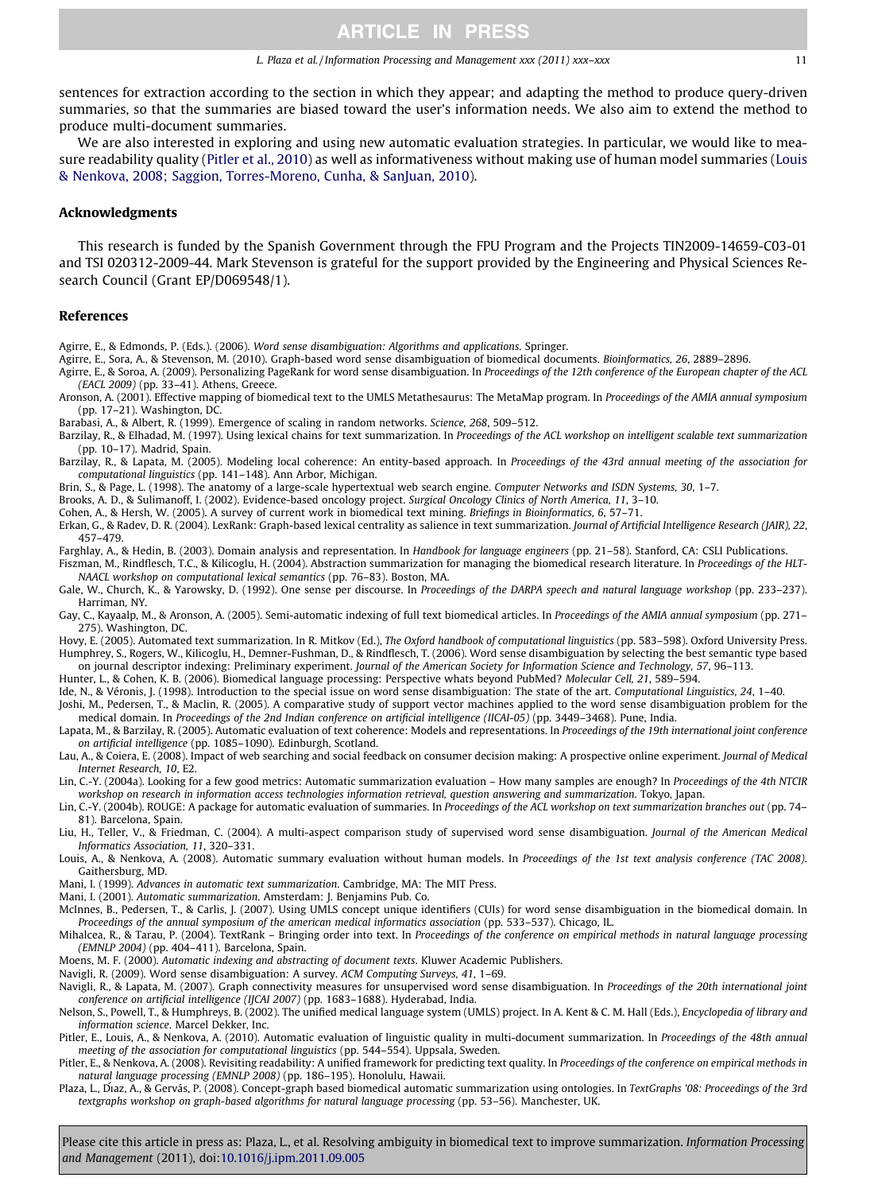sentences for extraction according to the section in which they appear; and adapting the method to produce query-driven summaries, so that the summaries are biased toward the user's information needs. We also aim to extend the method to produce multi-document summaries.

We are also interested in exploring and using new automatic evaluation strategies. In particular, we would like to measure readability quality (Pitler et al., 2010) as well as informativeness without making use of human model summaries (Louis & Nenkova, 2008; Saggion, Torres-Moreno, Cunha, & SanJuan, 2010).

## Acknowledgments

This research is funded by the Spanish Government through the FPU Program and the Projects TIN2009-14659-C03-01 and TSI 020312-2009-44. Mark Stevenson is grateful for the support provided by the Engineering and Physical Sciences Research Council (Grant EP/D069548/1).

## References

Agirre, E., & Edmonds, P. (Eds.). (2006). *Word sense disambiguation: Algorithms and applications*. Springer.

Agirre, E., Sora, A., & Stevenson, M. (2010). Graph-based word sense disambiguation of biomedical documents. *Bioinformatics, 26*, 2889–2896.

Agirre, E., & Soroa, A. (2009). Personalizing PageRank for word sense disambiguation. In *Proceedings of the 12th conference of the European chapter of the ACL (EACL 2009)* (pp. 33–41). Athens, Greece.

Aronson, A. (2001). Effective mapping of biomedical text to the UMLS Metathesaurus: The MetaMap program. In *Proceedings of the AMIA annual symposium* (pp. 17–21). Washington, DC.

Barabasi, A., & Albert, R. (1999). Emergence of scaling in random networks. *Science, 268*, 509–512.

Barzilay, R., & Elhadad, M. (1997). Using lexical chains for text summarization. In *Proceedings of the ACL workshop on intelligent scalable text summarization* (pp. 10–17). Madrid, Spain.

Barzilay, R., & Lapata, M. (2005). Modeling local coherence: An entity-based approach. In *Proceedings of the 43rd annual meeting of the association for computational linguistics* (pp. 141–148). Ann Arbor, Michigan.

Brin, S., & Page, L. (1998). The anatomy of a large-scale hypertextual web search engine. *Computer Networks and ISDN Systems, 30*, 1–7.

Brooks, A. D., & Sulimanoff, I. (2002). Evidence-based oncology project. *Surgical Oncology Clinics of North America, 11*, 3–10.

Cohen, A., & Hersh, W. (2005). A survey of current work in biomedical text mining. *Briefings in Bioinformatics, 6*, 57–71.

Erkan, G., & Radev, D. R. (2004). LexRank: Graph-based lexical centrality as salience in text summarization. *Journal of Artificial Intelligence Research (JAIR), 22*, 457–479.

Farghlay, A., & Hedin, B. (2003). Domain analysis and representation. In *Handbook for language engineers* (pp. 21–58). Stanford, CA: CSLI Publications.

Fiszman, M., Rindflesch, T.C., & Kilicoglu, H. (2004). Abstraction summarization for managing the biomedical research literature. In *Proceedings of the HLT-NAACL workshop on computational lexical semantics* (pp. 76–83). Boston, MA.

Gale, W., Church, K., & Yarowsky, D. (1992). One sense per discourse. In *Proceedings of the DARPA speech and natural language workshop* (pp. 233–237). Harriman, NY.

Gay, C., Kayaalp, M., & Aronson, A. (2005). Semi-automatic indexing of full text biomedical articles. In *Proceedings of the AMIA annual symposium* (pp. 271–275). Washington, DC.

Hovy, E. (2005). Automated text summarization. In R. Mitkov (Ed.), *The Oxford handbook of computational linguistics* (pp. 583–598). Oxford University Press.

Humphrey, S., Rogers, W., Kilicoglu, H., Demner-Fushman, D., & Rindflesch, T. (2006). Word sense disambiguation by selecting the best semantic type based on journal descriptor indexing: Preliminary experiment. *Journal of the American Society for Information Science and Technology, 57*, 96–113.

Hunter, L., & Cohen, K. B. (2006). Biomedical language processing: Perspective whats beyond PubMed? *Molecular Cell, 21*, 589–594.

Ide, N., & Véronis, J. (1998). Introduction to the special issue on word sense disambiguation: The state of the art. *Computational Linguistics, 24*, 1–40.

Joshi, M., Pedersen, T., & Maclin, R. (2005). A comparative study of support vector machines applied to the word sense disambiguation problem for the medical domain. In *Proceedings of the 2nd Indian conference on artificial intelligence (IICAI-05)* (pp. 3449–3468). Pune, India.

Lapata, M., & Barzilay, R. (2005). Automatic evaluation of text coherence: Models and representations. In *Proceedings of the 19th international joint conference on artificial intelligence* (pp. 1085–1090). Edinburgh, Scotland.

Lau, A., & Coiera, E. (2008). Impact of web searching and social feedback on consumer decision making: A prospective online experiment. *Journal of Medical Internet Research, 10*, E2.

Lin, C.-Y. (2004a). Looking for a few good metrics: Automatic summarization evaluation – How many samples are enough? In *Proceedings of the 4th NTCIR workshop on research in information access technologies information retrieval, question answering and summarization*. Tokyo, Japan.

Lin, C.-Y. (2004b). ROUGE: A package for automatic evaluation of summaries. In *Proceedings of the ACL workshop on text summarization branches out* (pp. 74–81). Barcelona, Spain.

Liu, H., Teller, V., & Friedman, C. (2004). A multi-aspect comparison study of supervised word sense disambiguation. *Journal of the American Medical Informatics Association, 11*, 320–331.

Louis, A., & Nenkova, A. (2008). Automatic summary evaluation without human models. In *Proceedings of the 1st text analysis conference (TAC 2008)*. Gaithersburg, MD.

Mani, I. (1999). *Advances in automatic text summarization*. Cambridge, MA: The MIT Press.

Mani, I. (2001). *Automatic summarization*. Amsterdam: J. Benjamins Pub. Co.

McInnes, B., Pedersen, T., & Carlis, J. (2007). Using UMLS concept unique identifiers (CUIs) for word sense disambiguation in the biomedical domain. In *Proceedings of the annual symposium of the american medical informatics association* (pp. 533–537). Chicago, IL.

Mihalcea, R., & Tarau, P. (2004). TextRank – Bringing order into text. In *Proceedings of the conference on empirical methods in natural language processing (EMNLP 2004)* (pp. 404–411). Barcelona, Spain.

Moens, M. F. (2000). *Automatic indexing and abstracting of document texts*. Kluwer Academic Publishers.

Navigli, R. (2009). Word sense disambiguation: A survey. *ACM Computing Surveys, 41*, 1–69.

Navigli, R., & Lapata, M. (2007). Graph connectivity measures for unsupervised word sense disambiguation. In *Proceedings of the 20th international joint conference on artificial intelligence (IJCAI 2007)* (pp. 1683–1688). Hyderabad, India.

Nelson, S., Powell, T., & Humphreys, B. (2002). The unified medical language system (UMLS) project. In A. Kent & C. M. Hall (Eds.), *Encyclopedia of library and information science*. Marcel Dekker, Inc.

Pitler, E., Louis, A., & Nenkova, A. (2010). Automatic evaluation of linguistic quality in multi-document summarization. In *Proceedings of the 48th annual meeting of the association for computational linguistics* (pp. 544–554). Uppsala, Sweden.

Pitler, E., & Nenkova, A. (2008). Revisiting readability: A unified framework for predicting text quality. In *Proceedings of the conference on empirical methods in natural language processing (EMNLP 2008)* (pp. 186–195). Honolulu, Hawaii.

Plaza, L., Díaz, A., & Gervás, P. (2008). Concept-graph based biomedical automatic summarization using ontologies. In *TextGraphs '08: Proceedings of the 3rd textgraphs workshop on graph-based algorithms for natural language processing* (pp. 53–56). Manchester, UK.

Please cite this article in press as: Plaza, L., et al. Resolving ambiguity in biomedical text to improve summarization. *Information Processing and Management* (2011), doi:10.1016/j.ipm.2011.09.005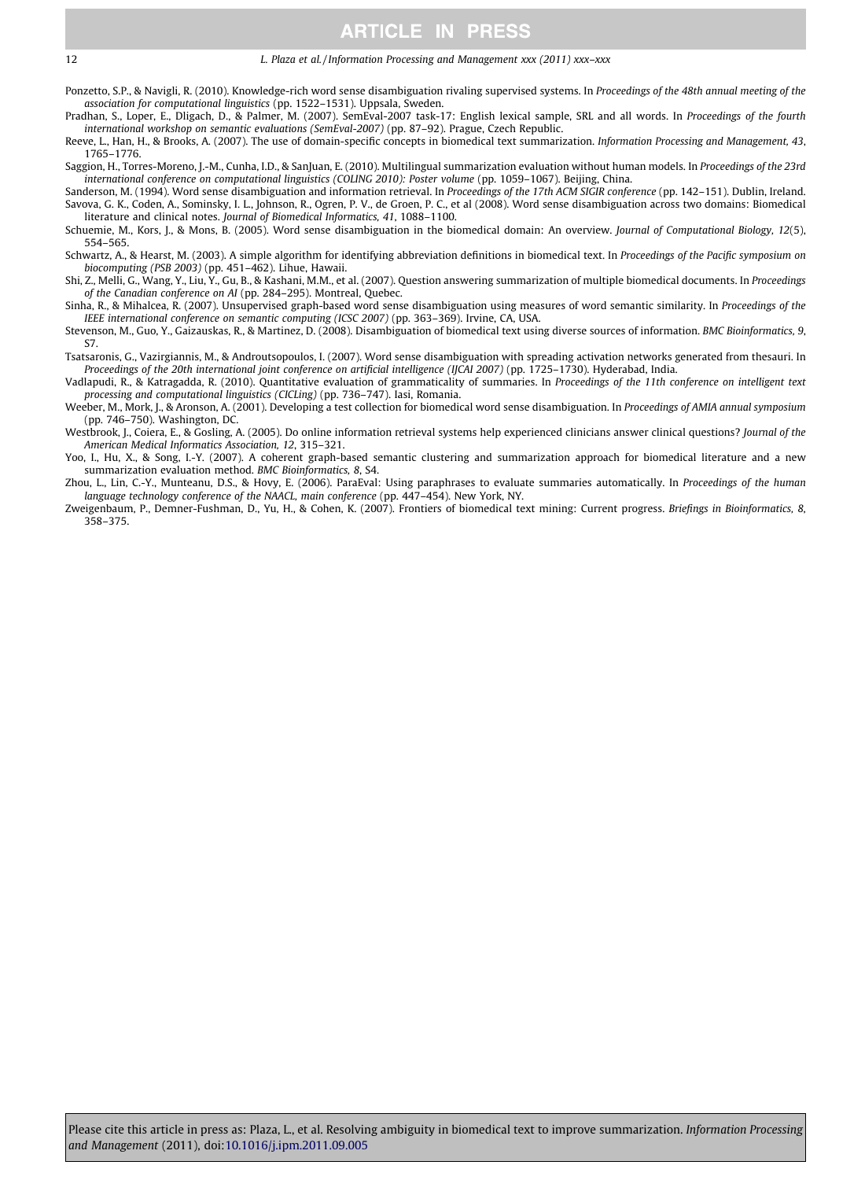Ponzetto, S.P., & Navigli, R. (2010). Knowledge-rich word sense disambiguation rivaling supervised systems. In *Proceedings of the 48th annual meeting of the association for computational linguistics* (pp. 1522–1531). Uppsala, Sweden.

Pradhan, S., Loper, E., Dligach, D., & Palmer, M. (2007). SemEval-2007 task-17: English lexical sample, SRL and all words. In *Proceedings of the fourth international workshop on semantic evaluations (SemEval-2007)* (pp. 87–92). Prague, Czech Republic.

Reeve, L., Han, H., & Brooks, A. (2007). The use of domain-specific concepts in biomedical text summarization. *Information Processing and Management, 43*, 1765–1776.

Saggion, H., Torres-Moreno, J.-M., Cunha, I.D., & SanJuan, E. (2010). Multilingual summarization evaluation without human models. In *Proceedings of the 23rd international conference on computational linguistics (COLING 2010): Poster volume* (pp. 1059–1067). Beijing, China.

Sanderson, M. (1994). Word sense disambiguation and information retrieval. In *Proceedings of the 17th ACM SIGIR conference* (pp. 142–151). Dublin, Ireland.

Savova, G. K., Coden, A., Sominsky, I. L., Johnson, R., Ogren, P. V., de Groen, P. C., et al (2008). Word sense disambiguation across two domains: Biomedical literature and clinical notes. *Journal of Biomedical Informatics, 41*, 1088–1100.

Schuemie, M., Kors, J., & Mons, B. (2005). Word sense disambiguation in the biomedical domain: An overview. *Journal of Computational Biology, 12*(5), 554–565.

Schwartz, A., & Hearst, M. (2003). A simple algorithm for identifying abbreviation definitions in biomedical text. In *Proceedings of the Pacific symposium on biocomputing (PSB 2003)* (pp. 451–462). Lihue, Hawaii.

Shi, Z., Melli, G., Wang, Y., Liu, Y., Gu, B., & Kashani, M.M., et al. (2007). Question answering summarization of multiple biomedical documents. In *Proceedings of the Canadian conference on AI* (pp. 284–295). Montreal, Quebec.

Sinha, R., & Mihalcea, R. (2007). Unsupervised graph-based word sense disambiguation using measures of word semantic similarity. In *Proceedings of the IEEE international conference on semantic computing (ICSC 2007)* (pp. 363–369). Irvine, CA, USA.

Stevenson, M., Guo, Y., Gaizauskas, R., & Martinez, D. (2008). Disambiguation of biomedical text using diverse sources of information. *BMC Bioinformatics, 9*, S7.

Tsatsaronis, G., Vazirgiannis, M., & Androutsopoulos, I. (2007). Word sense disambiguation with spreading activation networks generated from thesauri. In *Proceedings of the 20th international joint conference on artificial intelligence (IJCAI 2007)* (pp. 1725–1730). Hyderabad, India.

Vadlapudi, R., & Katragadda, R. (2010). Quantitative evaluation of grammaticality of summaries. In *Proceedings of the 11th conference on intelligent text processing and computational linguistics (CICLing)* (pp. 736–747). Iasi, Romania.

Weeber, M., Mork, J., & Aronson, A. (2001). Developing a test collection for biomedical word sense disambiguation. In *Proceedings of AMIA annual symposium* (pp. 746–750). Washington, DC.

Westbrook, J., Coiera, E., & Gosling, A. (2005). Do online information retrieval systems help experienced clinicians answer clinical questions? *Journal of the American Medical Informatics Association, 12*, 315–321.

Yoo, I., Hu, X., & Song, I.-Y. (2007). A coherent graph-based semantic clustering and summarization approach for biomedical literature and a new summarization evaluation method. *BMC Bioinformatics, 8*, S4.

Zhou, L., Lin, C.-Y., Munteanu, D.S., & Hovy, E. (2006). ParaEval: Using paraphrases to evaluate summaries automatically. In *Proceedings of the human language technology conference of the NAACL, main conference* (pp. 447–454). New York, NY.

Zweigenbaum, P., Demner-Fushman, D., Yu, H., & Cohen, K. (2007). Frontiers of biomedical text mining: Current progress. *Briefings in Bioinformatics, 8*, 358–375.